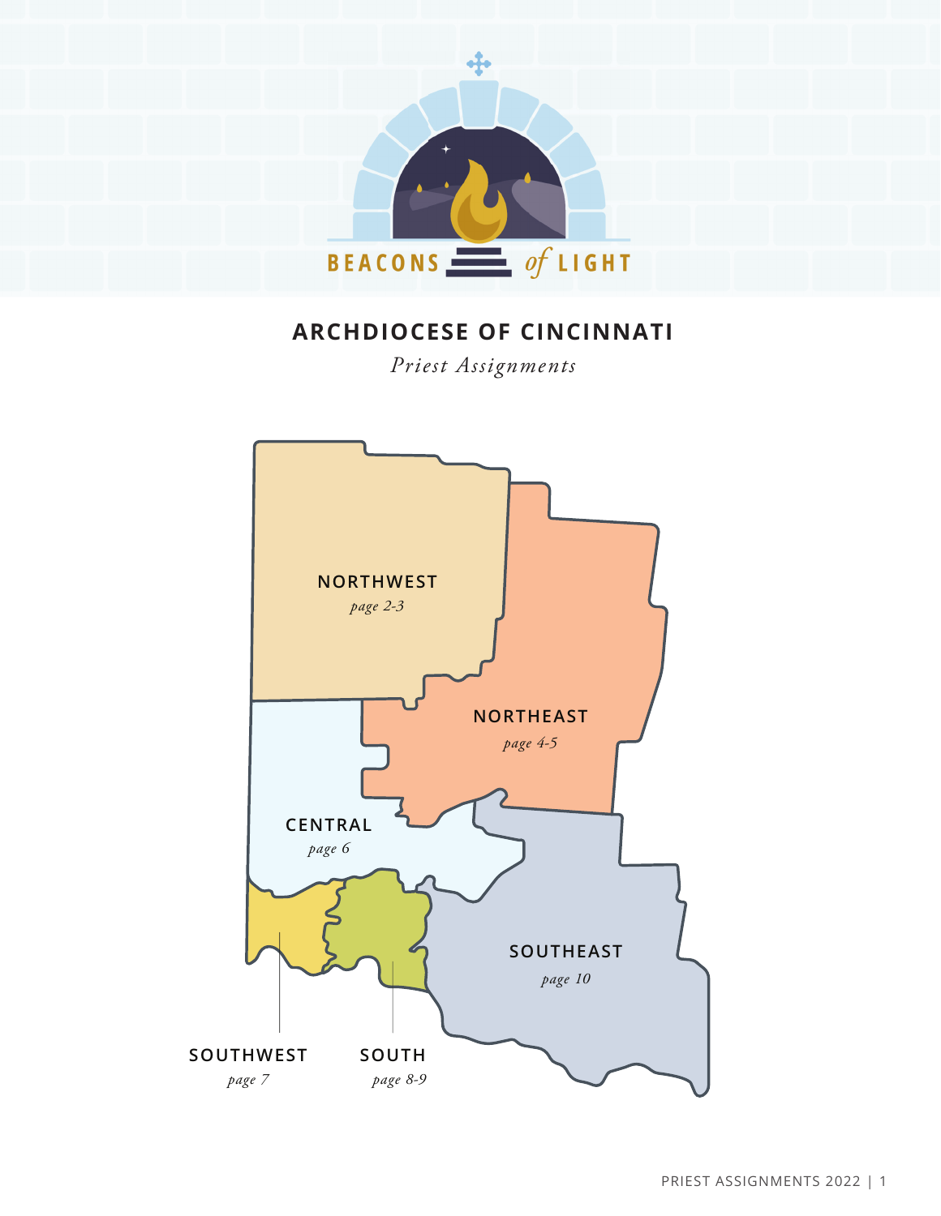BEACONS of LIGHT

# ARCHDIOCESE OF CINCINNATI

*Priest Assignments*

NORTHWEST
*page 2-3*

NORTHEAST
*page 4-5*

CENTRAL
*page 6*

SOUTHEAST
*page 10*

SOUTHWEST
*page 7*

SOUTH
*page 8-9*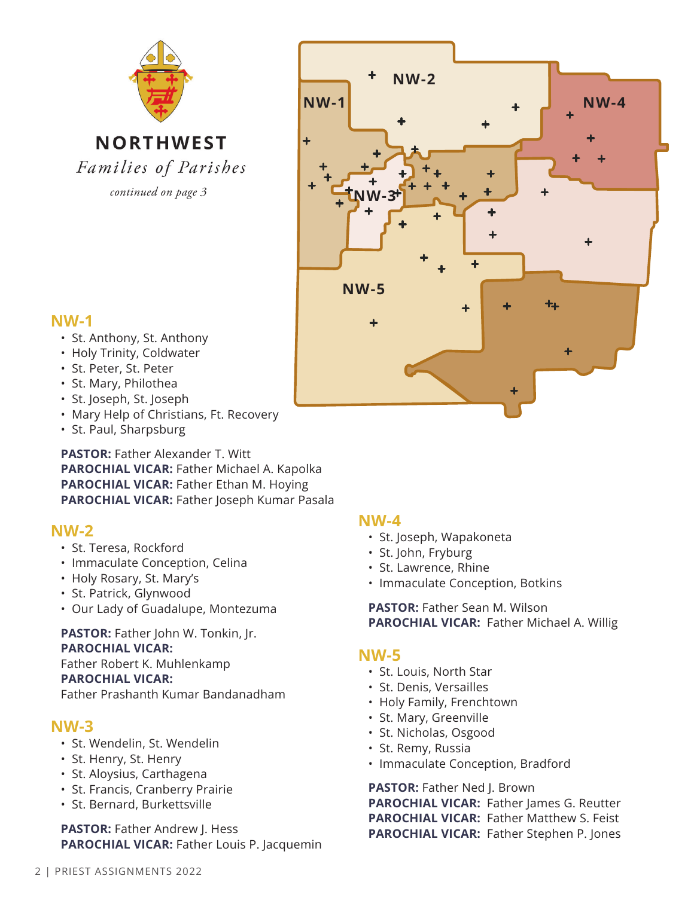# NORTHWEST

*Families of Parishes*

*continued on page 3*

## NW-1

- St. Anthony, St. Anthony
- Holy Trinity, Coldwater
- St. Peter, St. Peter
- St. Mary, Philothea
- St. Joseph, St. Joseph
- Mary Help of Christians, Ft. Recovery
- St. Paul, Sharpsburg

**PASTOR:** Father Alexander T. Witt
**PAROCHIAL VICAR:** Father Michael A. Kapolka
**PAROCHIAL VICAR:** Father Ethan M. Hoying
**PAROCHIAL VICAR:** Father Joseph Kumar Pasala

## NW-2

- St. Teresa, Rockford
- Immaculate Conception, Celina
- Holy Rosary, St. Mary's
- St. Patrick, Glynwood
- Our Lady of Guadalupe, Montezuma

**PASTOR:** Father John W. Tonkin, Jr.
**PAROCHIAL VICAR:**
Father Robert K. Muhlenkamp
**PAROCHIAL VICAR:**
Father Prashanth Kumar Bandanadham

## NW-3

- St. Wendelin, St. Wendelin
- St. Henry, St. Henry
- St. Aloysius, Carthagena
- St. Francis, Cranberry Prairie
- St. Bernard, Burkettsville

**PASTOR:** Father Andrew J. Hess
**PAROCHIAL VICAR:** Father Louis P. Jacquemin

## NW-4

- St. Joseph, Wapakoneta
- St. John, Fryburg
- St. Lawrence, Rhine
- Immaculate Conception, Botkins

**PASTOR:** Father Sean M. Wilson
**PAROCHIAL VICAR:** Father Michael A. Willig

## NW-5

- St. Louis, North Star
- St. Denis, Versailles
- Holy Family, Frenchtown
- St. Mary, Greenville
- St. Nicholas, Osgood
- St. Remy, Russia
- Immaculate Conception, Bradford

**PASTOR:** Father Ned J. Brown
**PAROCHIAL VICAR:** Father James G. Reutter
**PAROCHIAL VICAR:** Father Matthew S. Feist
**PAROCHIAL VICAR:** Father Stephen P. Jones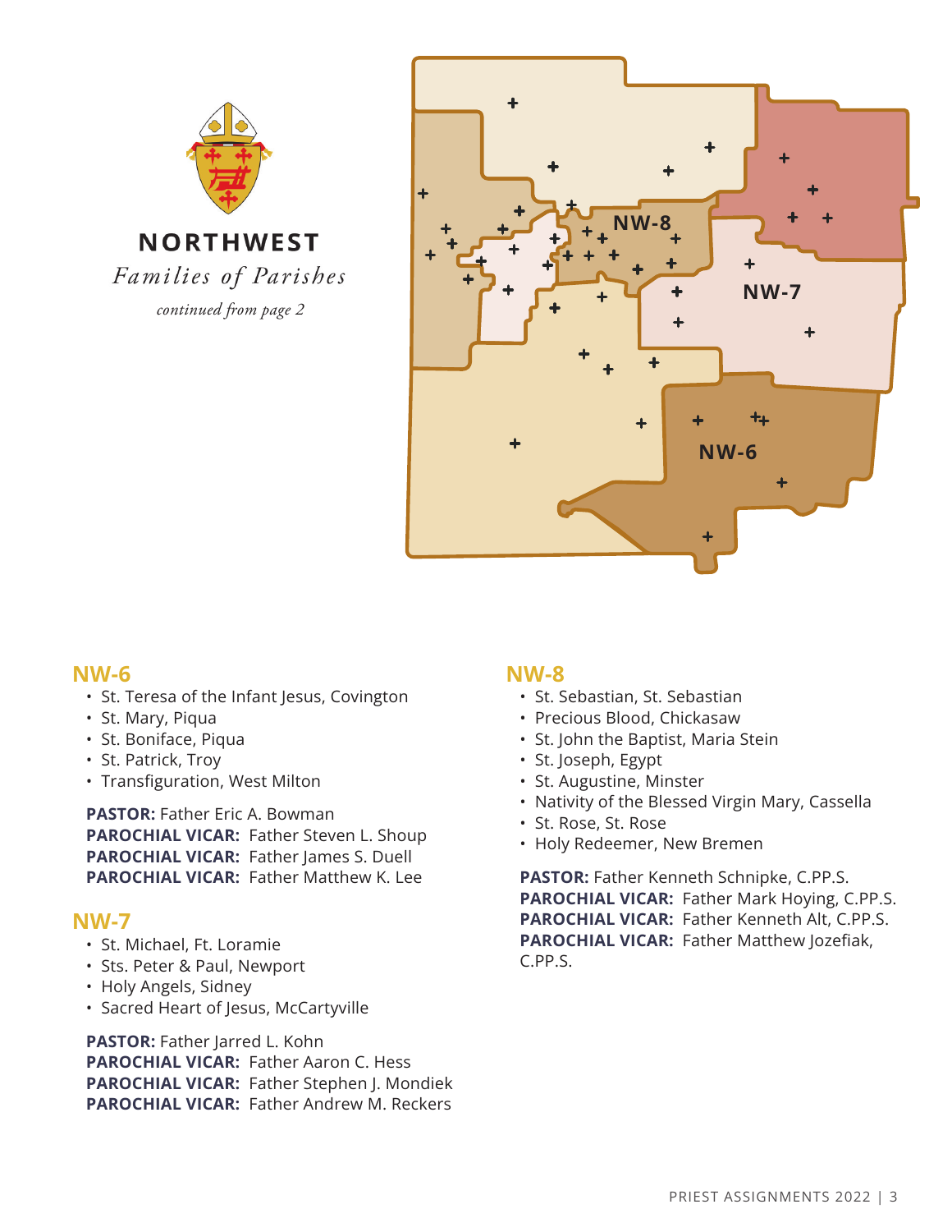# NORTHWEST

*Families of Parishes*

*continued from page 2*

NW-8

NW-7

NW-6

## NW-6

- St. Teresa of the Infant Jesus, Covington
- St. Mary, Piqua
- St. Boniface, Piqua
- St. Patrick, Troy
- Transfiguration, West Milton

**PASTOR:** Father Eric A. Bowman
**PAROCHIAL VICAR:** Father Steven L. Shoup
**PAROCHIAL VICAR:** Father James S. Duell
**PAROCHIAL VICAR:** Father Matthew K. Lee

## NW-7

- St. Michael, Ft. Loramie
- Sts. Peter & Paul, Newport
- Holy Angels, Sidney
- Sacred Heart of Jesus, McCartyville

**PASTOR:** Father Jarred L. Kohn
**PAROCHIAL VICAR:** Father Aaron C. Hess
**PAROCHIAL VICAR:** Father Stephen J. Mondiek
**PAROCHIAL VICAR:** Father Andrew M. Reckers

## NW-8

- St. Sebastian, St. Sebastian
- Precious Blood, Chickasaw
- St. John the Baptist, Maria Stein
- St. Joseph, Egypt
- St. Augustine, Minster
- Nativity of the Blessed Virgin Mary, Cassella
- St. Rose, St. Rose
- Holy Redeemer, New Bremen

**PASTOR:** Father Kenneth Schnipke, C.PP.S.
**PAROCHIAL VICAR:** Father Mark Hoying, C.PP.S.
**PAROCHIAL VICAR:** Father Kenneth Alt, C.PP.S.
**PAROCHIAL VICAR:** Father Matthew Jozefiak, C.PP.S.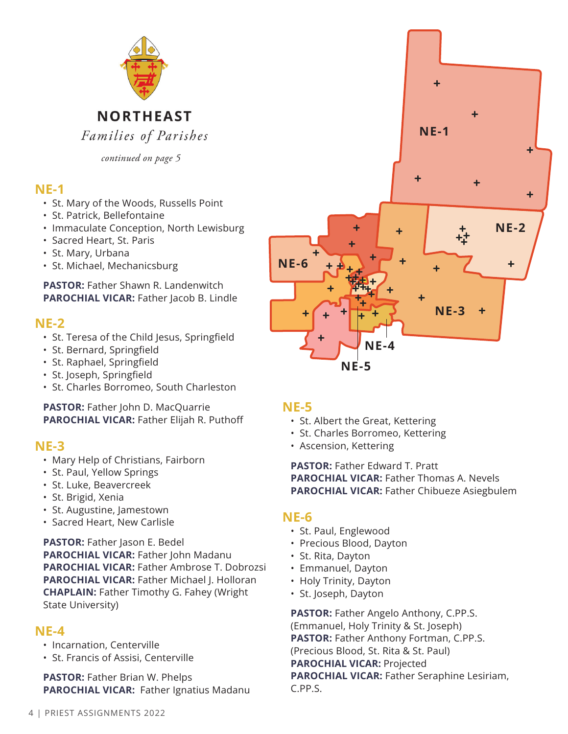# NORTHEAST

*Families of Parishes*

*continued on page 5*

## NE-1

- St. Mary of the Woods, Russells Point
- St. Patrick, Bellefontaine
- Immaculate Conception, North Lewisburg
- Sacred Heart, St. Paris
- St. Mary, Urbana
- St. Michael, Mechanicsburg

**PASTOR:** Father Shawn R. Landenwitch
**PAROCHIAL VICAR:** Father Jacob B. Lindle

## NE-2

- St. Teresa of the Child Jesus, Springfield
- St. Bernard, Springfield
- St. Raphael, Springfield
- St. Joseph, Springfield
- St. Charles Borromeo, South Charleston

**PASTOR:** Father John D. MacQuarrie
**PAROCHIAL VICAR:** Father Elijah R. Puthoff

## NE-3

- Mary Help of Christians, Fairborn
- St. Paul, Yellow Springs
- St. Luke, Beavercreek
- St. Brigid, Xenia
- St. Augustine, Jamestown
- Sacred Heart, New Carlisle

**PASTOR:** Father Jason E. Bedel
**PAROCHIAL VICAR:** Father John Madanu
**PAROCHIAL VICAR:** Father Ambrose T. Dobrozsi
**PAROCHIAL VICAR:** Father Michael J. Holloran
**CHAPLAIN:** Father Timothy G. Fahey (Wright State University)

## NE-4

- Incarnation, Centerville
- St. Francis of Assisi, Centerville

**PASTOR:** Father Brian W. Phelps
**PAROCHIAL VICAR:** Father Ignatius Madanu

## NE-5

- St. Albert the Great, Kettering
- St. Charles Borromeo, Kettering
- Ascension, Kettering

**PASTOR:** Father Edward T. Pratt
**PAROCHIAL VICAR:** Father Thomas A. Nevels
**PAROCHIAL VICAR:** Father Chibueze Asiegbulem

## NE-6

- St. Paul, Englewood
- Precious Blood, Dayton
- St. Rita, Dayton
- Emmanuel, Dayton
- Holy Trinity, Dayton
- St. Joseph, Dayton

**PASTOR:** Father Angelo Anthony, C.PP.S. (Emmanuel, Holy Trinity & St. Joseph)
**PASTOR:** Father Anthony Fortman, C.PP.S. (Precious Blood, St. Rita & St. Paul)
**PAROCHIAL VICAR:** Projected
**PAROCHIAL VICAR:** Father Seraphine Lesiriam, C.PP.S.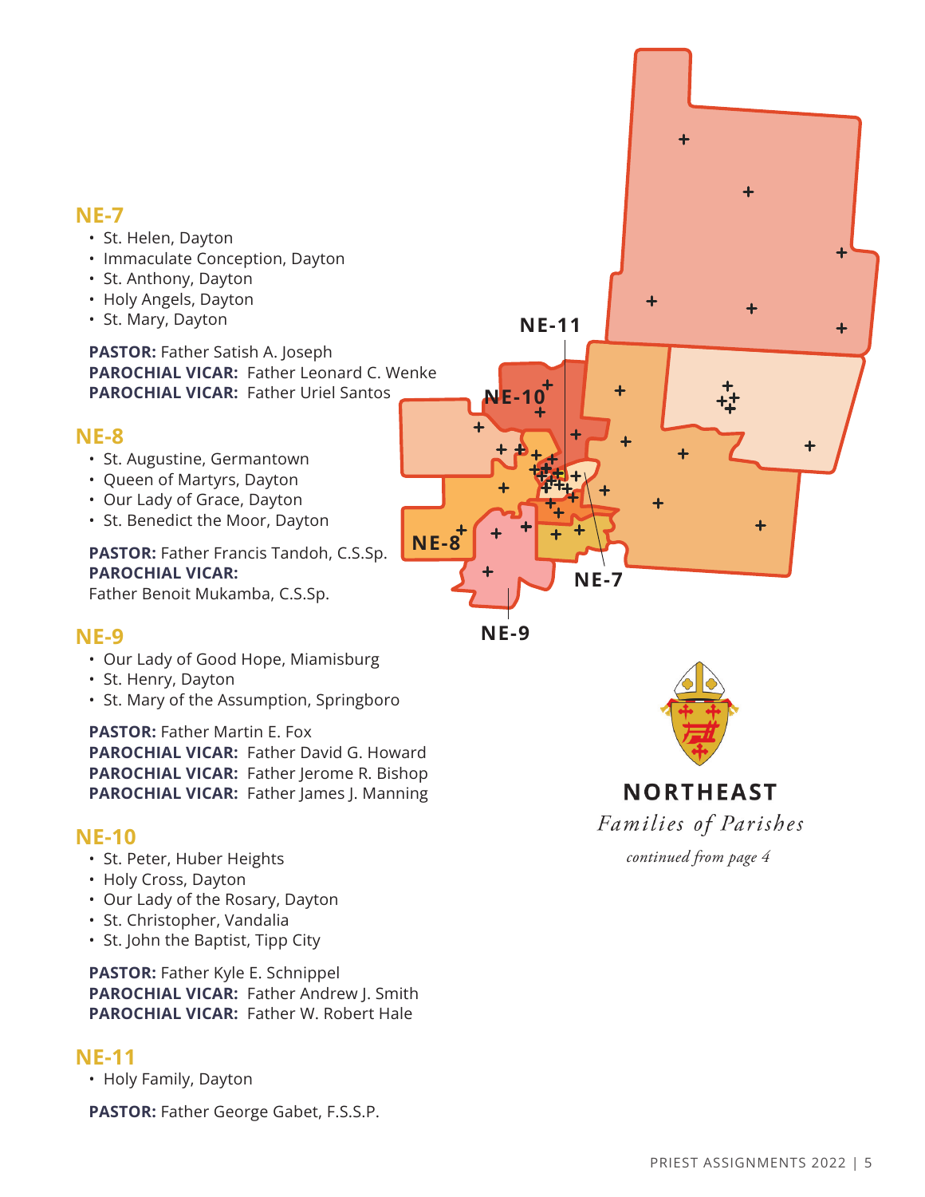## NE-7

- St. Helen, Dayton
- Immaculate Conception, Dayton
- St. Anthony, Dayton
- Holy Angels, Dayton
- St. Mary, Dayton

**PASTOR:** Father Satish A. Joseph
**PAROCHIAL VICAR:** Father Leonard C. Wenke
**PAROCHIAL VICAR:** Father Uriel Santos

## NE-8

- St. Augustine, Germantown
- Queen of Martyrs, Dayton
- Our Lady of Grace, Dayton
- St. Benedict the Moor, Dayton

**PASTOR:** Father Francis Tandoh, C.S.Sp.
**PAROCHIAL VICAR:**
Father Benoit Mukamba, C.S.Sp.

## NE-9

- Our Lady of Good Hope, Miamisburg
- St. Henry, Dayton
- St. Mary of the Assumption, Springboro

**PASTOR:** Father Martin E. Fox
**PAROCHIAL VICAR:** Father David G. Howard
**PAROCHIAL VICAR:** Father Jerome R. Bishop
**PAROCHIAL VICAR:** Father James J. Manning

## NE-10

- St. Peter, Huber Heights
- Holy Cross, Dayton
- Our Lady of the Rosary, Dayton
- St. Christopher, Vandalia
- St. John the Baptist, Tipp City

**PASTOR:** Father Kyle E. Schnippel
**PAROCHIAL VICAR:** Father Andrew J. Smith
**PAROCHIAL VICAR:** Father W. Robert Hale

## NE-11

- Holy Family, Dayton

**PASTOR:** Father George Gabet, F.S.S.P.

NE-11 NE-10 NE-8 NE-7 NE-9

**NORTHEAST**

*Families of Parishes*

*continued from page 4*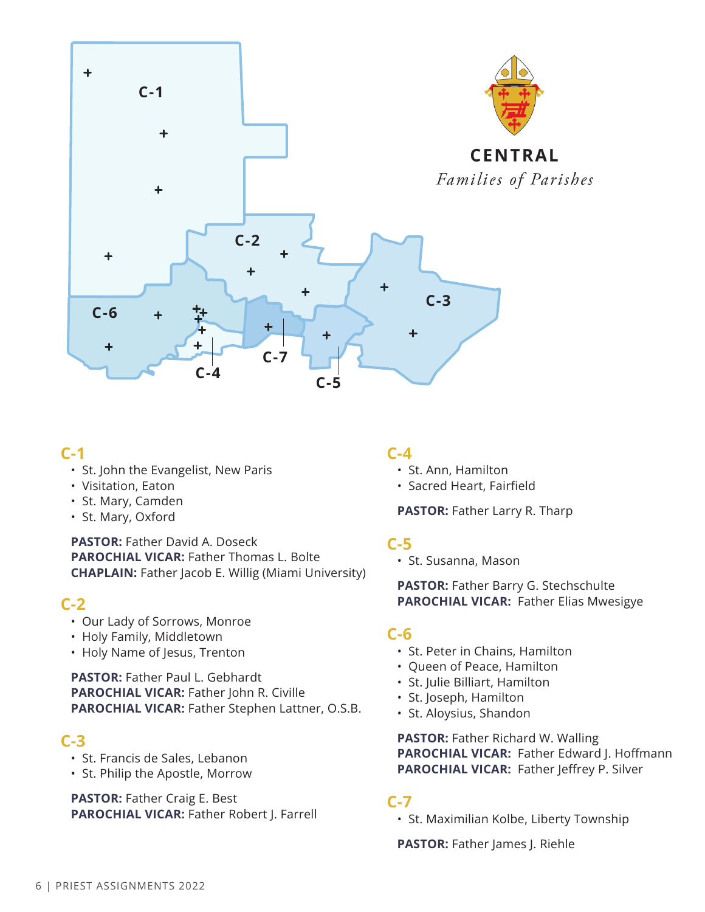# CENTRAL

*Families of Parishes*

## C-1

- St. John the Evangelist, New Paris
- Visitation, Eaton
- St. Mary, Camden
- St. Mary, Oxford

**PASTOR:** Father David A. Doseck
**PAROCHIAL VICAR:** Father Thomas L. Bolte
**CHAPLAIN:** Father Jacob E. Willig (Miami University)

## C-2

- Our Lady of Sorrows, Monroe
- Holy Family, Middletown
- Holy Name of Jesus, Trenton

**PASTOR:** Father Paul L. Gebhardt
**PAROCHIAL VICAR:** Father John R. Civille
**PAROCHIAL VICAR:** Father Stephen Lattner, O.S.B.

## C-3

- St. Francis de Sales, Lebanon
- St. Philip the Apostle, Morrow

**PASTOR:** Father Craig E. Best
**PAROCHIAL VICAR:** Father Robert J. Farrell

## C-4

- St. Ann, Hamilton
- Sacred Heart, Fairfield

**PASTOR:** Father Larry R. Tharp

## C-5

- St. Susanna, Mason

**PASTOR:** Father Barry G. Stechschulte
**PAROCHIAL VICAR:** Father Elias Mwesigye

## C-6

- St. Peter in Chains, Hamilton
- Queen of Peace, Hamilton
- St. Julie Billiart, Hamilton
- St. Joseph, Hamilton
- St. Aloysius, Shandon

**PASTOR:** Father Richard W. Walling
**PAROCHIAL VICAR:** Father Edward J. Hoffmann
**PAROCHIAL VICAR:** Father Jeffrey P. Silver

## C-7

- St. Maximilian Kolbe, Liberty Township

**PASTOR:** Father James J. Riehle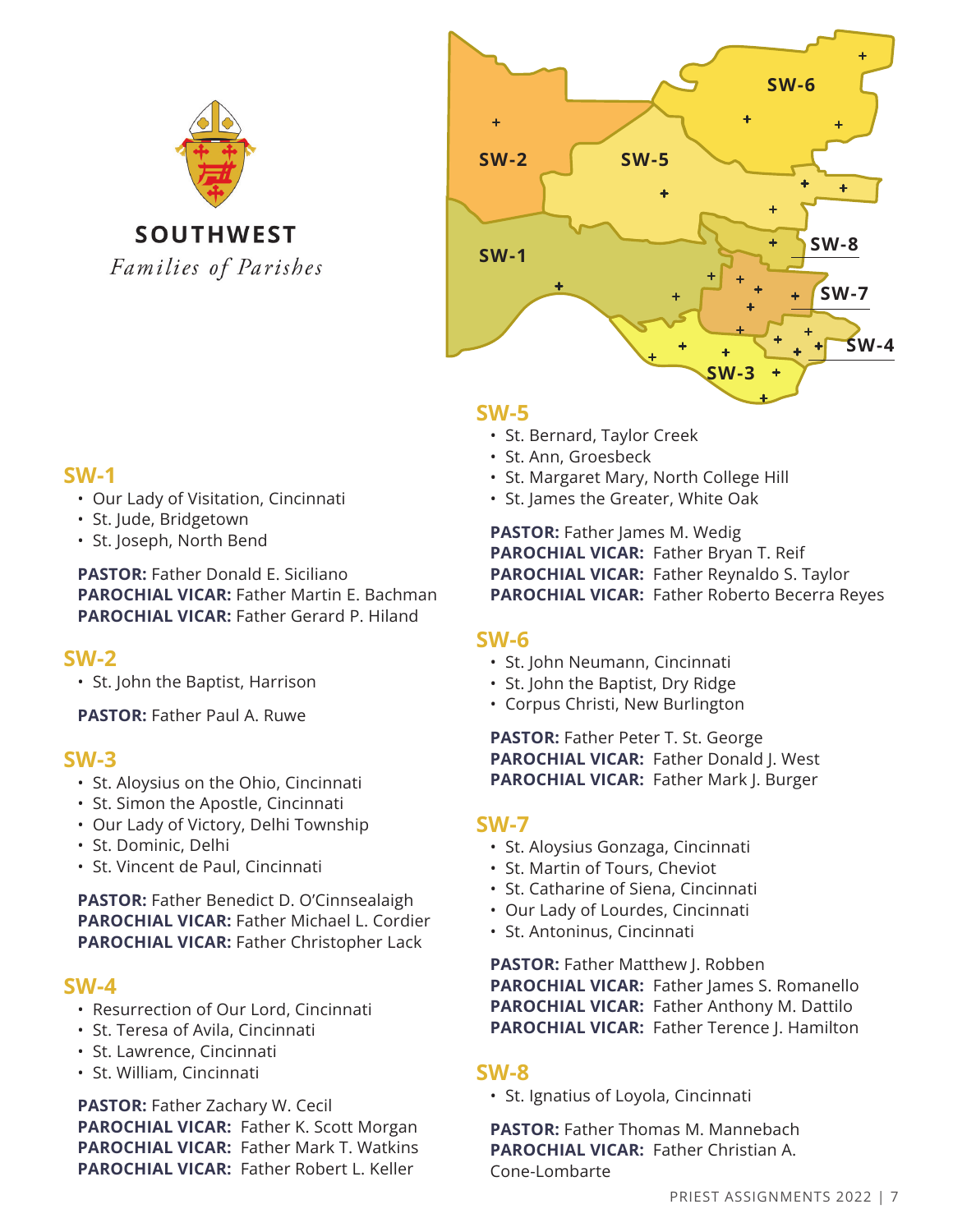# SOUTHWEST

*Families of Parishes*

## SW-1

- Our Lady of Visitation, Cincinnati
- St. Jude, Bridgetown
- St. Joseph, North Bend

**PASTOR:** Father Donald E. Siciliano
**PAROCHIAL VICAR:** Father Martin E. Bachman
**PAROCHIAL VICAR:** Father Gerard P. Hiland

## SW-2

- St. John the Baptist, Harrison

**PASTOR:** Father Paul A. Ruwe

## SW-3

- St. Aloysius on the Ohio, Cincinnati
- St. Simon the Apostle, Cincinnati
- Our Lady of Victory, Delhi Township
- St. Dominic, Delhi
- St. Vincent de Paul, Cincinnati

**PASTOR:** Father Benedict D. O'Cinnsealaigh
**PAROCHIAL VICAR:** Father Michael L. Cordier
**PAROCHIAL VICAR:** Father Christopher Lack

## SW-4

- Resurrection of Our Lord, Cincinnati
- St. Teresa of Avila, Cincinnati
- St. Lawrence, Cincinnati
- St. William, Cincinnati

**PASTOR:** Father Zachary W. Cecil
**PAROCHIAL VICAR:** Father K. Scott Morgan
**PAROCHIAL VICAR:** Father Mark T. Watkins
**PAROCHIAL VICAR:** Father Robert L. Keller

## SW-5

- St. Bernard, Taylor Creek
- St. Ann, Groesbeck
- St. Margaret Mary, North College Hill
- St. James the Greater, White Oak

**PASTOR:** Father James M. Wedig
**PAROCHIAL VICAR:** Father Bryan T. Reif
**PAROCHIAL VICAR:** Father Reynaldo S. Taylor
**PAROCHIAL VICAR:** Father Roberto Becerra Reyes

## SW-6

- St. John Neumann, Cincinnati
- St. John the Baptist, Dry Ridge
- Corpus Christi, New Burlington

**PASTOR:** Father Peter T. St. George
**PAROCHIAL VICAR:** Father Donald J. West
**PAROCHIAL VICAR:** Father Mark J. Burger

## SW-7

- St. Aloysius Gonzaga, Cincinnati
- St. Martin of Tours, Cheviot
- St. Catharine of Siena, Cincinnati
- Our Lady of Lourdes, Cincinnati
- St. Antoninus, Cincinnati

**PASTOR:** Father Matthew J. Robben
**PAROCHIAL VICAR:** Father James S. Romanello
**PAROCHIAL VICAR:** Father Anthony M. Dattilo
**PAROCHIAL VICAR:** Father Terence J. Hamilton

## SW-8

- St. Ignatius of Loyola, Cincinnati

**PASTOR:** Father Thomas M. Mannebach
**PAROCHIAL VICAR:** Father Christian A. Cone-Lombarte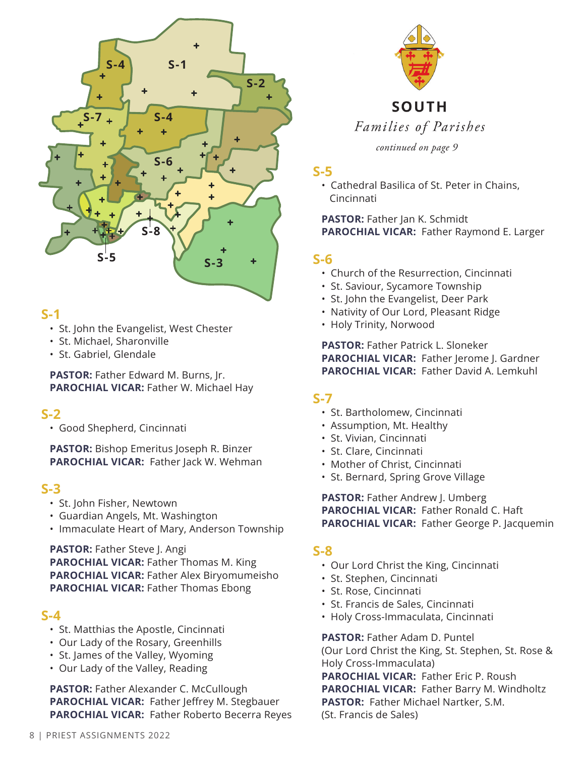# SOUTH

*Families of Parishes*

*continued on page 9*

## S-1

- St. John the Evangelist, West Chester
- St. Michael, Sharonville
- St. Gabriel, Glendale

**PASTOR:** Father Edward M. Burns, Jr.
**PAROCHIAL VICAR:** Father W. Michael Hay

## S-2

- Good Shepherd, Cincinnati

**PASTOR:** Bishop Emeritus Joseph R. Binzer
**PAROCHIAL VICAR:** Father Jack W. Wehman

## S-3

- St. John Fisher, Newtown
- Guardian Angels, Mt. Washington
- Immaculate Heart of Mary, Anderson Township

**PASTOR:** Father Steve J. Angi
**PAROCHIAL VICAR:** Father Thomas M. King
**PAROCHIAL VICAR:** Father Alex Biryomumeisho
**PAROCHIAL VICAR:** Father Thomas Ebong

## S-4

- St. Matthias the Apostle, Cincinnati
- Our Lady of the Rosary, Greenhills
- St. James of the Valley, Wyoming
- Our Lady of the Valley, Reading

**PASTOR:** Father Alexander C. McCullough
**PAROCHIAL VICAR:** Father Jeffrey M. Stegbauer
**PAROCHIAL VICAR:** Father Roberto Becerra Reyes

## S-5

- Cathedral Basilica of St. Peter in Chains, Cincinnati

**PASTOR:** Father Jan K. Schmidt
**PAROCHIAL VICAR:** Father Raymond E. Larger

## S-6

- Church of the Resurrection, Cincinnati
- St. Saviour, Sycamore Township
- St. John the Evangelist, Deer Park
- Nativity of Our Lord, Pleasant Ridge
- Holy Trinity, Norwood

**PASTOR:** Father Patrick L. Sloneker
**PAROCHIAL VICAR:** Father Jerome J. Gardner
**PAROCHIAL VICAR:** Father David A. Lemkuhl

## S-7

- St. Bartholomew, Cincinnati
- Assumption, Mt. Healthy
- St. Vivian, Cincinnati
- St. Clare, Cincinnati
- Mother of Christ, Cincinnati
- St. Bernard, Spring Grove Village

**PASTOR:** Father Andrew J. Umberg
**PAROCHIAL VICAR:** Father Ronald C. Haft
**PAROCHIAL VICAR:** Father George P. Jacquemin

## S-8

- Our Lord Christ the King, Cincinnati
- St. Stephen, Cincinnati
- St. Rose, Cincinnati
- St. Francis de Sales, Cincinnati
- Holy Cross-Immaculata, Cincinnati

**PASTOR:** Father Adam D. Puntel
(Our Lord Christ the King, St. Stephen, St. Rose & Holy Cross-Immaculata)
**PAROCHIAL VICAR:** Father Eric P. Roush
**PAROCHIAL VICAR:** Father Barry M. Windholtz
**PASTOR:** Father Michael Nartker, S.M.
(St. Francis de Sales)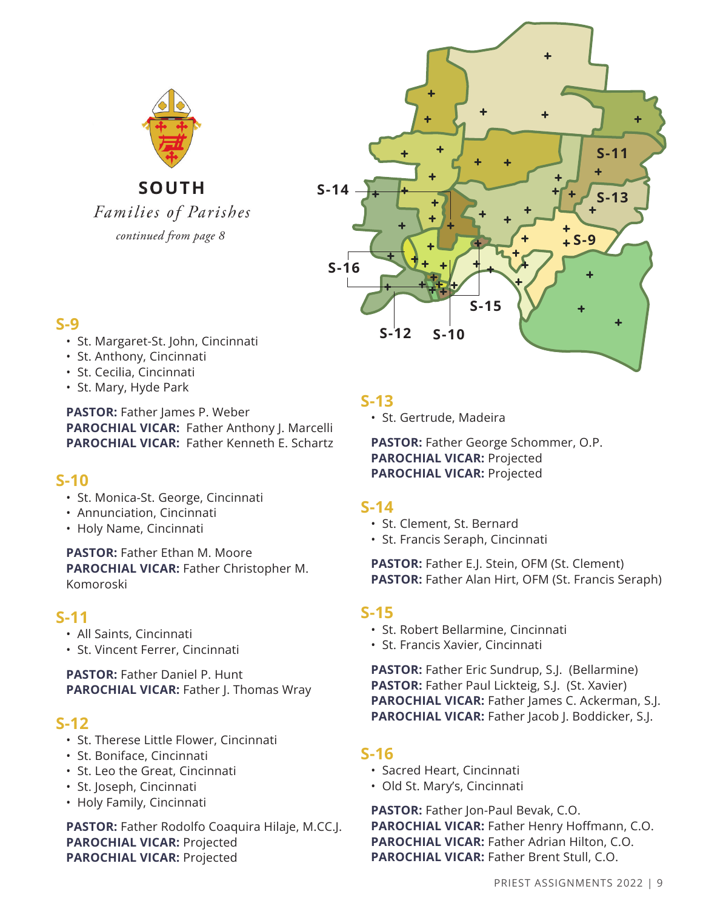# SOUTH

*Families of Parishes*

*continued from page 8*

## S-9

- St. Margaret-St. John, Cincinnati
- St. Anthony, Cincinnati
- St. Cecilia, Cincinnati
- St. Mary, Hyde Park

**PASTOR:** Father James P. Weber
**PAROCHIAL VICAR:** Father Anthony J. Marcelli
**PAROCHIAL VICAR:** Father Kenneth E. Schartz

## S-10

- St. Monica-St. George, Cincinnati
- Annunciation, Cincinnati
- Holy Name, Cincinnati

**PASTOR:** Father Ethan M. Moore
**PAROCHIAL VICAR:** Father Christopher M. Komoroski

## S-11

- All Saints, Cincinnati
- St. Vincent Ferrer, Cincinnati

**PASTOR:** Father Daniel P. Hunt
**PAROCHIAL VICAR:** Father J. Thomas Wray

## S-12

- St. Therese Little Flower, Cincinnati
- St. Boniface, Cincinnati
- St. Leo the Great, Cincinnati
- St. Joseph, Cincinnati
- Holy Family, Cincinnati

**PASTOR:** Father Rodolfo Coaquira Hilaje, M.CC.J.
**PAROCHIAL VICAR:** Projected
**PAROCHIAL VICAR:** Projected

## S-13

- St. Gertrude, Madeira

**PASTOR:** Father George Schommer, O.P.
**PAROCHIAL VICAR:** Projected
**PAROCHIAL VICAR:** Projected

## S-14

- St. Clement, St. Bernard
- St. Francis Seraph, Cincinnati

**PASTOR:** Father E.J. Stein, OFM (St. Clement)
**PASTOR:** Father Alan Hirt, OFM (St. Francis Seraph)

## S-15

- St. Robert Bellarmine, Cincinnati
- St. Francis Xavier, Cincinnati

**PASTOR:** Father Eric Sundrup, S.J. (Bellarmine)
**PASTOR:** Father Paul Lickteig, S.J. (St. Xavier)
**PAROCHIAL VICAR:** Father James C. Ackerman, S.J.
**PAROCHIAL VICAR:** Father Jacob J. Boddicker, S.J.

## S-16

- Sacred Heart, Cincinnati
- Old St. Mary's, Cincinnati

**PASTOR:** Father Jon-Paul Bevak, C.O.
**PAROCHIAL VICAR:** Father Henry Hoffmann, C.O.
**PAROCHIAL VICAR:** Father Adrian Hilton, C.O.
**PAROCHIAL VICAR:** Father Brent Stull, C.O.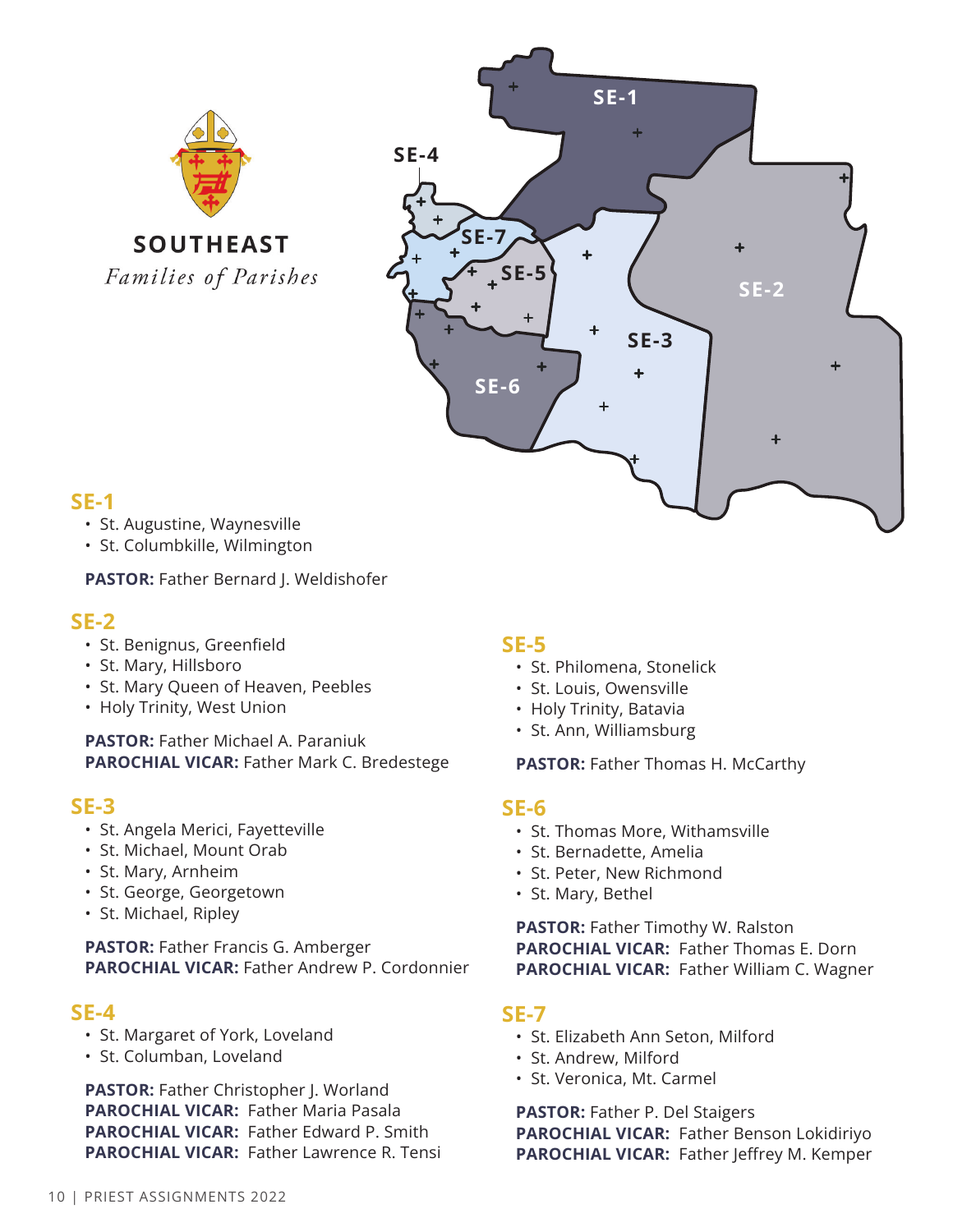# SOUTHEAST

*Families of Parishes*

SE-1

SE-2

SE-3

SE-4

SE-5

SE-6

SE-7

## SE-1

- St. Augustine, Waynesville
- St. Columbkille, Wilmington

**PASTOR:** Father Bernard J. Weldishofer

## SE-2

- St. Benignus, Greenfield
- St. Mary, Hillsboro
- St. Mary Queen of Heaven, Peebles
- Holy Trinity, West Union

**PASTOR:** Father Michael A. Paraniuk
**PAROCHIAL VICAR:** Father Mark C. Bredestege

## SE-3

- St. Angela Merici, Fayetteville
- St. Michael, Mount Orab
- St. Mary, Arnheim
- St. George, Georgetown
- St. Michael, Ripley

**PASTOR:** Father Francis G. Amberger
**PAROCHIAL VICAR:** Father Andrew P. Cordonnier

## SE-4

- St. Margaret of York, Loveland
- St. Columban, Loveland

**PASTOR:** Father Christopher J. Worland
**PAROCHIAL VICAR:** Father Maria Pasala
**PAROCHIAL VICAR:** Father Edward P. Smith
**PAROCHIAL VICAR:** Father Lawrence R. Tensi

## SE-5

- St. Philomena, Stonelick
- St. Louis, Owensville
- Holy Trinity, Batavia
- St. Ann, Williamsburg

**PASTOR:** Father Thomas H. McCarthy

## SE-6

- St. Thomas More, Withamsville
- St. Bernadette, Amelia
- St. Peter, New Richmond
- St. Mary, Bethel

**PASTOR:** Father Timothy W. Ralston
**PAROCHIAL VICAR:** Father Thomas E. Dorn
**PAROCHIAL VICAR:** Father William C. Wagner

## SE-7

- St. Elizabeth Ann Seton, Milford
- St. Andrew, Milford
- St. Veronica, Mt. Carmel

**PASTOR:** Father P. Del Staigers
**PAROCHIAL VICAR:** Father Benson Lokidiriyo
**PAROCHIAL VICAR:** Father Jeffrey M. Kemper